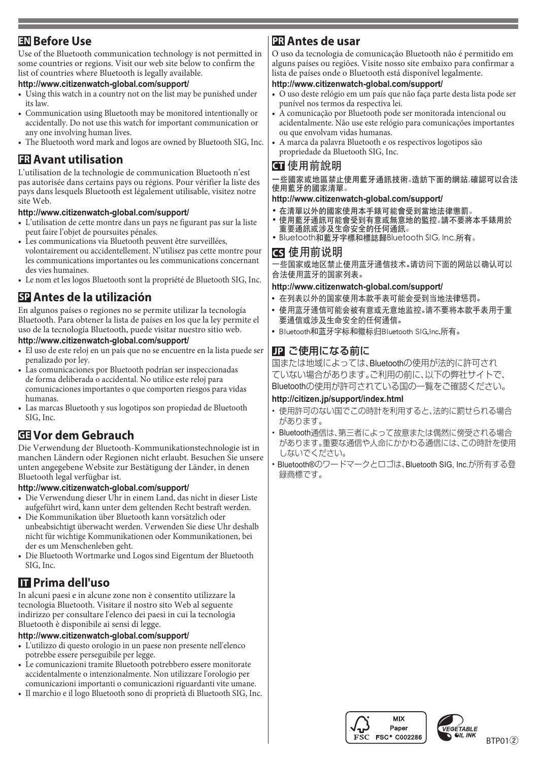## EN Before Use

Use of the Bluetooth communication technology is not permitted in some countries or regions. Visit our web site below to confirm the list of countries where Bluetooth is legally available.

**http://www.citizenwatch-global.com/support/**

- Using this watch in a country not on the list may be punished under its law.
- Communication using Bluetooth may be monitored intentionally or accidentally. Do not use this watch for important communication or any one involving human lives.
- The Bluetooth word mark and logos are owned by Bluetooth SIG, Inc.

## FR Avant utilisation

L'utilisation de la technologie de communication Bluetooth n'est pas autorisée dans certains pays ou régions. Pour vérifier la liste des pays dans lesquels Bluetooth est légalement utilisable, visitez notre site Web.

**http://www.citizenwatch-global.com/support/**

- L'utilisation de cette montre dans un pays ne figurant pas sur la liste peut faire l'objet de poursuites pénales.
- Les communications via Bluetooth peuvent être surveillées, volontairement ou accidentellement. N'utilisez pas cette montre pour les communications importantes ou les communications concernant des vies humaines.
- Le nom et les logos Bluetooth sont la propriété de Bluetooth SIG, Inc.

## SP Antes de la utilización

En algunos países o regiones no se permite utilizar la tecnología Bluetooth. Para obtener la lista de países en los que la ley permite el uso de la tecnología Bluetooth, puede visitar nuestro sitio web.

**http://www.citizenwatch-global.com/support/**

- El uso de este reloj en un país que no se encuentre en la lista puede ser penalizado por ley.
- Las comunicaciones por Bluetooth podrían ser inspeccionadas de forma deliberada o accidental. No utilice este reloj para comunicaciones importantes o que comporten riesgos para vidas humanas.
- Las marcas Bluetooth y sus logotipos son propiedad de Bluetooth SIG, Inc.

## GE Vor dem Gebrauch

Die Verwendung der Bluetooth-Kommunikationstechnologie ist in manchen Ländern oder Regionen nicht erlaubt. Besuchen Sie unsere unten angegebene Website zur Bestätigung der Länder, in denen Bluetooth legal verfügbar ist.

**http://www.citizenwatch-global.com/support/**

- Die Verwendung dieser Uhr in einem Land, das nicht in dieser Liste aufgeführt wird, kann unter dem geltenden Recht bestraft werden.
- Die Kommunikation über Bluetooth kann vorsätzlich oder unbeabsichtigt überwacht werden. Verwenden Sie diese Uhr deshalb nicht für wichtige Kommunikationen oder Kommunikationen, bei der es um Menschenleben geht.
- Die Bluetooth Wortmarke und Logos sind Eigentum der Bluetooth SIG, Inc.

## IT Prima dell'uso

In alcuni paesi e in alcune zone non è consentito utilizzare la tecnologia Bluetooth. Visitare il nostro sito Web al seguente indirizzo per consultare l'elenco dei paesi in cui la tecnologia Bluetooth è disponibile ai sensi di legge.

**http://www.citizenwatch-global.com/support/**

- L'utilizzo di questo orologio in un paese non presente nell'elenco potrebbe essere perseguibile per legge.
- Le comunicazioni tramite Bluetooth potrebbero essere monitorate accidentalmente o intenzionalmente. Non utilizzare l'orologio per comunicazioni importanti o comunicazioni riguardanti vite umane.
- Il marchio e il logo Bluetooth sono di proprietà di Bluetooth SIG, Inc.

## PR Antes de usar

O uso da tecnologia de comunicação Bluetooth não é permitido em alguns países ou regiões. Visite nosso site embaixo para confirmar a lista de países onde o Bluetooth está disponível legalmente.

**http://www.citizenwatch-global.com/support/**

- O uso deste relógio em um país que não faça parte desta lista pode ser punível nos termos da respectiva lei.
- A comunicação por Bluetooth pode ser monitorada intencional ou acidentalmente. Não use este relógio para comunicações importantes ou que envolvam vidas humanas.
- A marca da palavra Bluetooth e os respectivos logotipos são propriedade da Bluetooth SIG, Inc.

## CT 使用前說明

一些國家或地區禁止使用藍牙通訊技術。造訪下面的網站，確認可以合法使用藍牙的國家清單。

**http://www.citizenwatch-global.com/support/**

- 在清單以外的國家使用本手錶可能會受到當地法律懲罰。
- 使用藍牙通訊可能會受到有意或無意地的監控。請不要將本手錶用於重要通訊或涉及生命安全的任何通訊。
- Bluetooth和藍牙字標和標誌歸Bluetooth SIG, Inc.所有。

## CS 使用前说明

一些国家或地区禁止使用蓝牙通信技术。请访问下面的网站以确认可以合法使用蓝牙的国家列表。

**http://www.citizenwatch-global.com/support/**

- 在列表以外的国家使用本款手表可能会受到当地法律惩罚。
- 使用蓝牙通信可能会被有意或无意地监控。请不要将本款手表用于重要通信或涉及生命安全的任何通信。
- Bluetooth和蓝牙字标和徽标归Bluetooth SIG,Inc.所有。

## JP ご使用になる前に

国または地域によっては、Bluetoothの使用が法的に許可されていない場合があります。ご利用の前に、以下の弊社サイトで、Bluetoothの使用が許可されている国の一覧をご確認ください。

**http://citizen.jp/support/index.html**

- 使用許可のない国でこの時計を利用すると、法的に罰せられる場合があります。
- Bluetooth通信は、第三者によって故意または偶然に傍受される場合があります。重要な通信や人命にかかわる通信には、この時計を使用しないでください。
- Bluetooth®のワードマークとロゴは、Bluetooth SIG, Inc.が所有する登録商標です。

MIX Paper FSC FSC® C002286

VEGETABLE OIL INK

BTP01②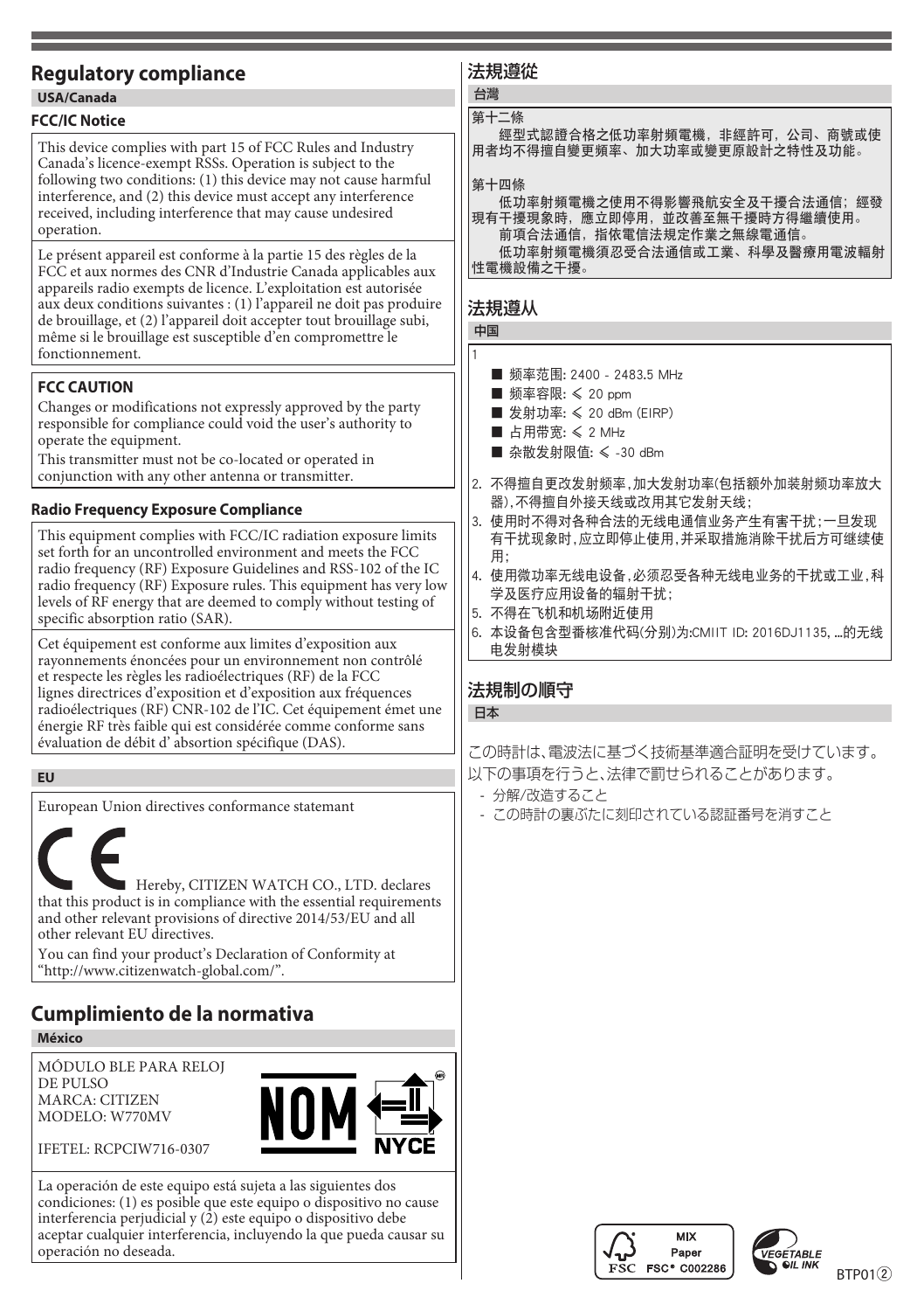## Regulatory compliance

### USA/Canada

#### FCC/IC Notice

This device complies with part 15 of FCC Rules and Industry Canada's licence-exempt RSSs. Operation is subject to the following two conditions: (1) this device may not cause harmful interference, and (2) this device must accept any interference received, including interference that may cause undesired operation.

Le présent appareil est conforme à la partie 15 des règles de la FCC et aux normes des CNR d'Industrie Canada applicables aux appareils radio exempts de licence. L'exploitation est autorisée aux deux conditions suivantes : (1) l'appareil ne doit pas produire de brouillage, et (2) l'appareil doit accepter tout brouillage subi, même si le brouillage est susceptible d'en compromettre le fonctionnement.

#### FCC CAUTION

Changes or modifications not expressly approved by the party responsible for compliance could void the user's authority to operate the equipment.

This transmitter must not be co-located or operated in conjunction with any other antenna or transmitter.

#### Radio Frequency Exposure Compliance

This equipment complies with FCC/IC radiation exposure limits set forth for an uncontrolled environment and meets the FCC radio frequency (RF) Exposure Guidelines and RSS-102 of the IC radio frequency (RF) Exposure rules. This equipment has very low levels of RF energy that are deemed to comply without testing of specific absorption ratio (SAR).

Cet équipement est conforme aux limites d'exposition aux rayonnements énoncées pour un environnement non contrôlé et respecte les règles les radioélectriques (RF) de la FCC lignes directrices d'exposition et d'exposition aux fréquences radioélectriques (RF) CNR-102 de l'IC. Cet équipement émet une énergie RF très faible qui est considérée comme conforme sans évaluation de débit d' absorption spécifique (DAS).

### EU

European Union directives conformance statemant

CE Hereby, CITIZEN WATCH CO., LTD. declares that this product is in compliance with the essential requirements and other relevant provisions of directive 2014/53/EU and all other relevant EU directives.

You can find your product's Declaration of Conformity at "http://www.citizenwatch-global.com/".

## Cumplimiento de la normativa

### México

MÓDULO BLE PARA RELOJ DE PULSO
MARCA: CITIZEN
MODELO: W770MV

IFETEL: RCPCIW716-0307

NOM NYCE

La operación de este equipo está sujeta a las siguientes dos condiciones: (1) es posible que este equipo o dispositivo no cause interferencia perjudicial y (2) este equipo o dispositivo debe aceptar cualquier interferencia, incluyendo la que pueda causar su operación no deseada.

## 法規遵從

### 台灣

第十二條
經型式認證合格之低功率射頻電機，非經許可，公司、商號或使用者均不得擅自變更頻率、加大功率或變更原設計之特性及功能。

第十四條
低功率射頻電機之使用不得影響飛航安全及干擾合法通信；經發現有干擾現象時，應立即停用，並改善至無干擾時方得繼續使用。
前項合法通信，指依電信法規定作業之無線電通信。
低功率射頻電機須忍受合法通信或工業、科學及醫療用電波輻射性電機設備之干擾。

## 法规遵从

### 中国

1
- 频率范围: 2400 - 2483.5 MHz
- 频率容限: ≤ 20 ppm
- 发射功率: ≤ 20 dBm (EIRP)
- 占用带宽: ≤ 2 MHz
- 杂散发射限值: ≤ -30 dBm

2. 不得擅自更改发射频率，加大发射功率(包括额外加装射频功率放大器)，不得擅自外接天线或改用其它发射天线；
3. 使用时不得对各种合法的无线电通信业务产生有害干扰；一旦发现有干扰现象时，应立即停止使用，并采取措施消除干扰后方可继续使用；
4. 使用微功率无线电设备，必须忍受各种无线电业务的干扰或工业，科学及医疗应用设备的辐射干扰；
5. 不得在飞机和机场附近使用
6. 本设备包含型番核准代码(分别)为:CMIIT ID: 2016DJ1135, ...的无线电发射模块

## 法規制の順守

### 日本

この時計は、電波法に基づく技術基準適合証明を受けています。
以下の事項を行うと、法律で罰せられることがあります。

- 分解/改造すること
- この時計の裏ぶたに刻印されている認証番号を消すこと

MIX Paper FSC® C002286

VEGETABLE OIL INK

BTP01②